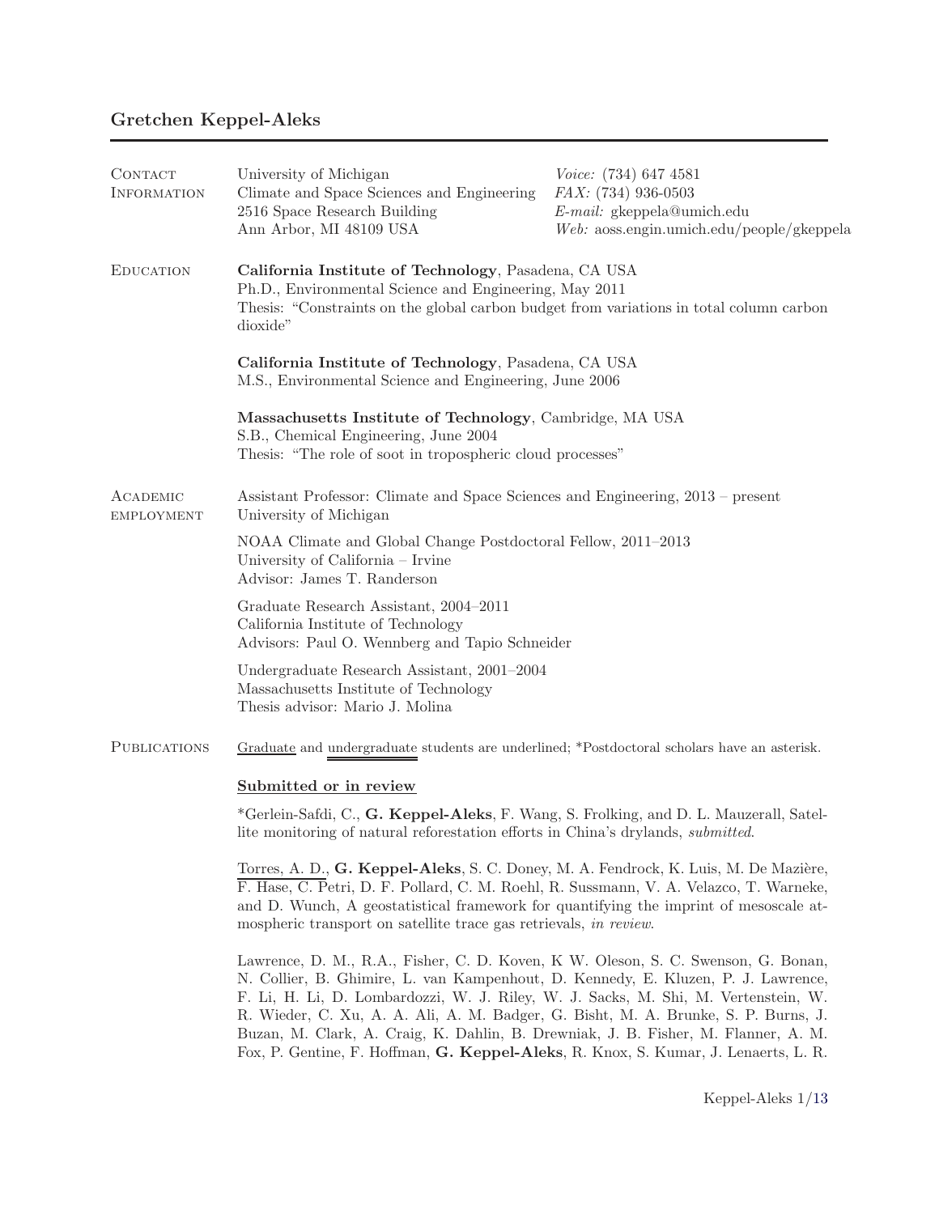# Gretchen Keppel-Aleks

## Contact Information

University of Michigan
Climate and Space Sciences and Engineering
2516 Space Research Building
Ann Arbor, MI 48109 USA

*Voice:* (734) 647 4581
*FAX:* (734) 936-0503
*E-mail:* gkeppela@umich.edu
*Web:* aoss.engin.umich.edu/people/gkeppela

## Education

**California Institute of Technology**, Pasadena, CA USA
Ph.D., Environmental Science and Engineering, May 2011
Thesis: "Constraints on the global carbon budget from variations in total column carbon dioxide"

**California Institute of Technology**, Pasadena, CA USA
M.S., Environmental Science and Engineering, June 2006

**Massachusetts Institute of Technology**, Cambridge, MA USA
S.B., Chemical Engineering, June 2004
Thesis: "The role of soot in tropospheric cloud processes"

## Academic Employment

Assistant Professor: Climate and Space Sciences and Engineering, 2013 – present
University of Michigan

NOAA Climate and Global Change Postdoctoral Fellow, 2011–2013
University of California – Irvine
Advisor: James T. Randerson

Graduate Research Assistant, 2004–2011
California Institute of Technology
Advisors: Paul O. Wennberg and Tapio Schneider

Undergraduate Research Assistant, 2001–2004
Massachusetts Institute of Technology
Thesis advisor: Mario J. Molina

## Publications

<u>Graduate</u> and <u>undergraduate</u> students are underlined; *Postdoctoral scholars have an asterisk.

### <u>Submitted or in review</u>

*Gerlein-Safdi, C., **G. Keppel-Aleks**, F. Wang, S. Frolking, and D. L. Mauzerall, Satellite monitoring of natural reforestation efforts in China's drylands, *submitted*.

<u>Torres, A. D.</u>, **G. Keppel-Aleks**, S. C. Doney, M. A. Fendrock, K. Luis, M. De Mazière, F. Hase, C. Petri, D. F. Pollard, C. M. Roehl, R. Sussmann, V. A. Velazco, T. Warneke, and D. Wunch, A geostatistical framework for quantifying the imprint of mesoscale atmospheric transport on satellite trace gas retrievals, *in review*.

Lawrence, D. M., R.A., Fisher, C. D. Koven, K W. Oleson, S. C. Swenson, G. Bonan, N. Collier, B. Ghimire, L. van Kampenhout, D. Kennedy, E. Kluzen, P. J. Lawrence, F. Li, H. Li, D. Lombardozzi, W. J. Riley, W. J. Sacks, M. Shi, M. Vertenstein, W. R. Wieder, C. Xu, A. A. Ali, A. M. Badger, G. Bisht, M. A. Brunke, S. P. Burns, J. Buzan, M. Clark, A. Craig, K. Dahlin, B. Drewniak, J. B. Fisher, M. Flanner, A. M. Fox, P. Gentine, F. Hoffman, **G. Keppel-Aleks**, R. Knox, S. Kumar, J. Lenaerts, L. R.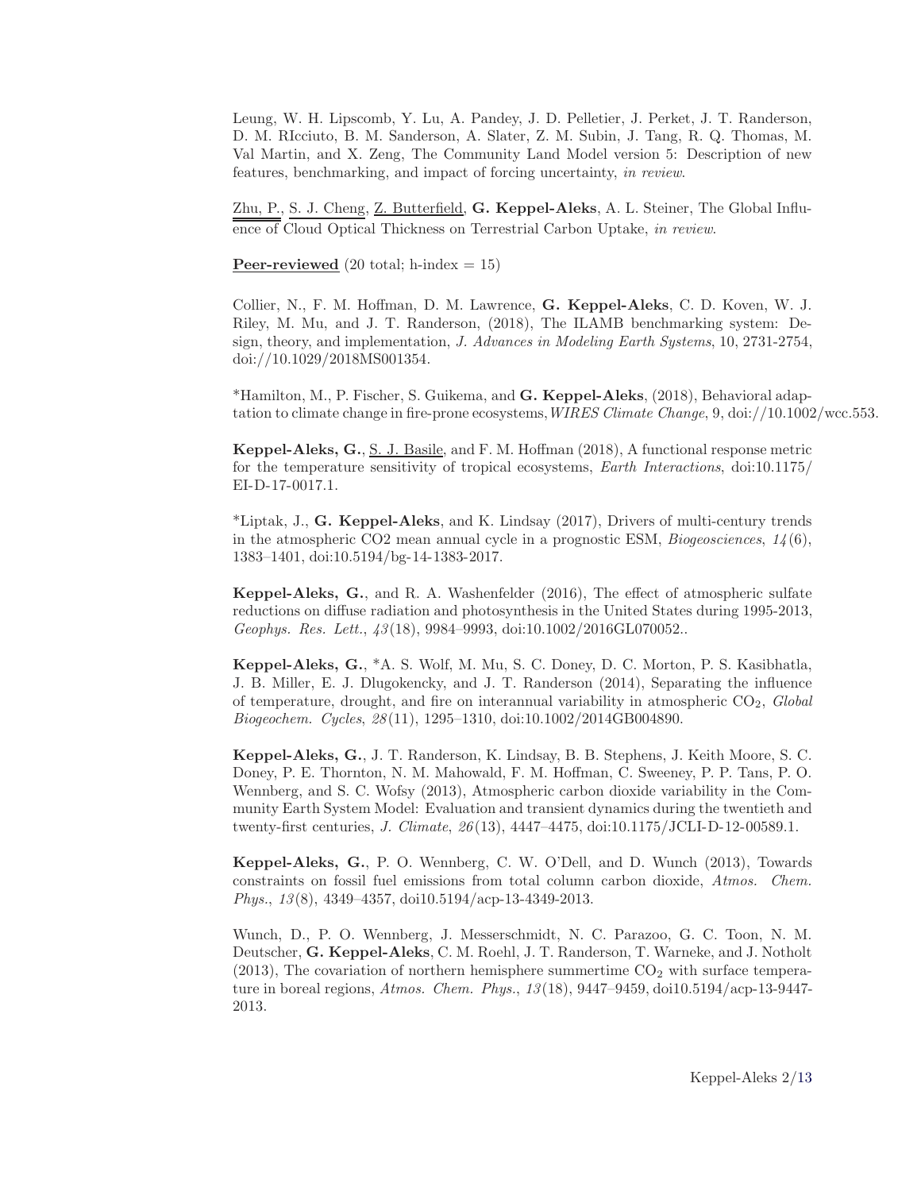Leung, W. H. Lipscomb, Y. Lu, A. Pandey, J. D. Pelletier, J. Perket, J. T. Randerson, D. M. RIcciuto, B. M. Sanderson, A. Slater, Z. M. Subin, J. Tang, R. Q. Thomas, M. Val Martin, and X. Zeng, The Community Land Model version 5: Description of new features, benchmarking, and impact of forcing uncertainty, *in review*.

Zhu, P., S. J. Cheng, Z. Butterfield, **G. Keppel-Aleks**, A. L. Steiner, The Global Influence of Cloud Optical Thickness on Terrestrial Carbon Uptake, *in review*.

**Peer-reviewed** (20 total; h-index = 15)

Collier, N., F. M. Hoffman, D. M. Lawrence, **G. Keppel-Aleks**, C. D. Koven, W. J. Riley, M. Mu, and J. T. Randerson, (2018), The ILAMB benchmarking system: Design, theory, and implementation, *J. Advances in Modeling Earth Systems*, 10, 2731-2754, doi://10.1029/2018MS001354.

*Hamilton, M., P. Fischer, S. Guikema, and **G. Keppel-Aleks**, (2018), Behavioral adaptation to climate change in fire-prone ecosystems, *WIRES Climate Change*, 9, doi://10.1002/wcc.553.

**Keppel-Aleks, G.**, S. J. Basile, and F. M. Hoffman (2018), A functional response metric for the temperature sensitivity of tropical ecosystems, *Earth Interactions*, doi:10.1175/EI-D-17-0017.1.

*Liptak, J., **G. Keppel-Aleks**, and K. Lindsay (2017), Drivers of multi-century trends in the atmospheric CO2 mean annual cycle in a prognostic ESM, *Biogeosciences*, *14*(6), 1383–1401, doi:10.5194/bg-14-1383-2017.

**Keppel-Aleks, G.**, and R. A. Washenfelder (2016), The effect of atmospheric sulfate reductions on diffuse radiation and photosynthesis in the United States during 1995-2013, *Geophys. Res. Lett.*, *43*(18), 9984–9993, doi:10.1002/2016GL070052..

**Keppel-Aleks, G.**, *A. S. Wolf, M. Mu, S. C. Doney, D. C. Morton, P. S. Kasibhatla, J. B. Miller, E. J. Dlugokencky, and J. T. Randerson (2014), Separating the influence of temperature, drought, and fire on interannual variability in atmospheric $CO_2$, *Global Biogeochem. Cycles*, *28*(11), 1295–1310, doi:10.1002/2014GB004890.

**Keppel-Aleks, G.**, J. T. Randerson, K. Lindsay, B. B. Stephens, J. Keith Moore, S. C. Doney, P. E. Thornton, N. M. Mahowald, F. M. Hoffman, C. Sweeney, P. P. Tans, P. O. Wennberg, and S. C. Wofsy (2013), Atmospheric carbon dioxide variability in the Community Earth System Model: Evaluation and transient dynamics during the twentieth and twenty-first centuries, *J. Climate*, *26*(13), 4447–4475, doi:10.1175/JCLI-D-12-00589.1.

**Keppel-Aleks, G.**, P. O. Wennberg, C. W. O'Dell, and D. Wunch (2013), Towards constraints on fossil fuel emissions from total column carbon dioxide, *Atmos. Chem. Phys.*, *13*(8), 4349–4357, doi10.5194/acp-13-4349-2013.

Wunch, D., P. O. Wennberg, J. Messerschmidt, N. C. Parazoo, G. C. Toon, N. M. Deutscher, **G. Keppel-Aleks**, C. M. Roehl, J. T. Randerson, T. Warneke, and J. Notholt (2013), The covariation of northern hemisphere summertime $CO_2$ with surface temperature in boreal regions, *Atmos. Chem. Phys.*, *13*(18), 9447–9459, doi10.5194/acp-13-9447-2013.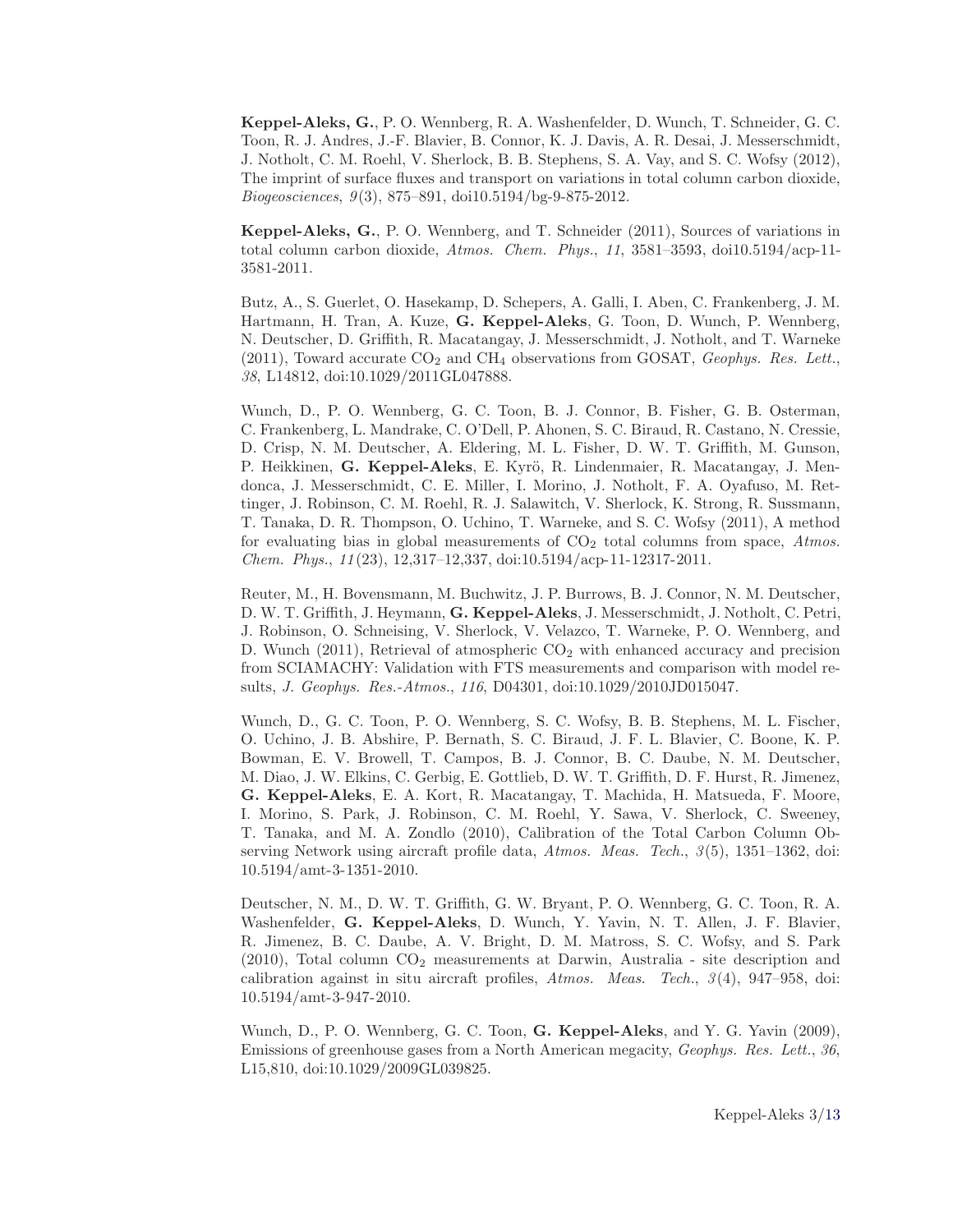**Keppel-Aleks, G.**, P. O. Wennberg, R. A. Washenfelder, D. Wunch, T. Schneider, G. C. Toon, R. J. Andres, J.-F. Blavier, B. Connor, K. J. Davis, A. R. Desai, J. Messerschmidt, J. Notholt, C. M. Roehl, V. Sherlock, B. B. Stephens, S. A. Vay, and S. C. Wofsy (2012), The imprint of surface fluxes and transport on variations in total column carbon dioxide, *Biogeosciences*, *9*(3), 875–891, doi10.5194/bg-9-875-2012.

**Keppel-Aleks, G.**, P. O. Wennberg, and T. Schneider (2011), Sources of variations in total column carbon dioxide, *Atmos. Chem. Phys.*, *11*, 3581–3593, doi10.5194/acp-11-3581-2011.

Butz, A., S. Guerlet, O. Hasekamp, D. Schepers, A. Galli, I. Aben, C. Frankenberg, J. M. Hartmann, H. Tran, A. Kuze, **G. Keppel-Aleks**, G. Toon, D. Wunch, P. Wennberg, N. Deutscher, D. Griffith, R. Macatangay, J. Messerschmidt, J. Notholt, and T. Warneke (2011), Toward accurate $CO_2$ and $CH_4$ observations from GOSAT, *Geophys. Res. Lett.*, *38*, L14812, doi:10.1029/2011GL047888.

Wunch, D., P. O. Wennberg, G. C. Toon, B. J. Connor, B. Fisher, G. B. Osterman, C. Frankenberg, L. Mandrake, C. O'Dell, P. Ahonen, S. C. Biraud, R. Castano, N. Cressie, D. Crisp, N. M. Deutscher, A. Eldering, M. L. Fisher, D. W. T. Griffith, M. Gunson, P. Heikkinen, **G. Keppel-Aleks**, E. Kyrö, R. Lindenmaier, R. Macatangay, J. Mendonca, J. Messerschmidt, C. E. Miller, I. Morino, J. Notholt, F. A. Oyafuso, M. Rettinger, J. Robinson, C. M. Roehl, R. J. Salawitch, V. Sherlock, K. Strong, R. Sussmann, T. Tanaka, D. R. Thompson, O. Uchino, T. Warneke, and S. C. Wofsy (2011), A method for evaluating bias in global measurements of $CO_2$ total columns from space, *Atmos. Chem. Phys.*, *11*(23), 12,317–12,337, doi:10.5194/acp-11-12317-2011.

Reuter, M., H. Bovensmann, M. Buchwitz, J. P. Burrows, B. J. Connor, N. M. Deutscher, D. W. T. Griffith, J. Heymann, **G. Keppel-Aleks**, J. Messerschmidt, J. Notholt, C. Petri, J. Robinson, O. Schneising, V. Sherlock, V. Velazco, T. Warneke, P. O. Wennberg, and D. Wunch (2011), Retrieval of atmospheric $CO_2$ with enhanced accuracy and precision from SCIAMACHY: Validation with FTS measurements and comparison with model results, *J. Geophys. Res.-Atmos.*, *116*, D04301, doi:10.1029/2010JD015047.

Wunch, D., G. C. Toon, P. O. Wennberg, S. C. Wofsy, B. B. Stephens, M. L. Fischer, O. Uchino, J. B. Abshire, P. Bernath, S. C. Biraud, J. F. L. Blavier, C. Boone, K. P. Bowman, E. V. Browell, T. Campos, B. J. Connor, B. C. Daube, N. M. Deutscher, M. Diao, J. W. Elkins, C. Gerbig, E. Gottlieb, D. W. T. Griffith, D. F. Hurst, R. Jimenez, **G. Keppel-Aleks**, E. A. Kort, R. Macatangay, T. Machida, H. Matsueda, F. Moore, I. Morino, S. Park, J. Robinson, C. M. Roehl, Y. Sawa, V. Sherlock, C. Sweeney, T. Tanaka, and M. A. Zondlo (2010), Calibration of the Total Carbon Column Observing Network using aircraft profile data, *Atmos. Meas. Tech.*, *3*(5), 1351–1362, doi: 10.5194/amt-3-1351-2010.

Deutscher, N. M., D. W. T. Griffith, G. W. Bryant, P. O. Wennberg, G. C. Toon, R. A. Washenfelder, **G. Keppel-Aleks**, D. Wunch, Y. Yavin, N. T. Allen, J. F. Blavier, R. Jimenez, B. C. Daube, A. V. Bright, D. M. Matross, S. C. Wofsy, and S. Park (2010), Total column $CO_2$ measurements at Darwin, Australia - site description and calibration against in situ aircraft profiles, *Atmos. Meas. Tech.*, *3*(4), 947–958, doi: 10.5194/amt-3-947-2010.

Wunch, D., P. O. Wennberg, G. C. Toon, **G. Keppel-Aleks**, and Y. G. Yavin (2009), Emissions of greenhouse gases from a North American megacity, *Geophys. Res. Lett.*, *36*, L15,810, doi:10.1029/2009GL039825.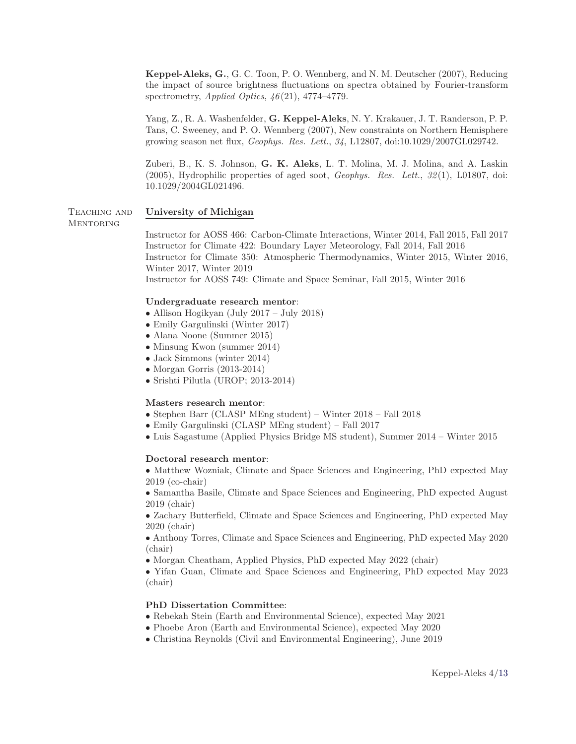**Keppel-Aleks, G.**, G. C. Toon, P. O. Wennberg, and N. M. Deutscher (2007), Reducing the impact of source brightness fluctuations on spectra obtained by Fourier-transform spectrometry, *Applied Optics*, *46*(21), 4774–4779.

Yang, Z., R. A. Washenfelder, **G. Keppel-Aleks**, N. Y. Krakauer, J. T. Randerson, P. P. Tans, C. Sweeney, and P. O. Wennberg (2007), New constraints on Northern Hemisphere growing season net flux, *Geophys. Res. Lett.*, *34*, L12807, doi:10.1029/2007GL029742.

Zuberi, B., K. S. Johnson, **G. K. Aleks**, L. T. Molina, M. J. Molina, and A. Laskin (2005), Hydrophilic properties of aged soot, *Geophys. Res. Lett.*, *32*(1), L01807, doi: 10.1029/2004GL021496.

## Teaching and Mentoring

**University of Michigan**

Instructor for AOSS 466: Carbon-Climate Interactions, Winter 2014, Fall 2015, Fall 2017
Instructor for Climate 422: Boundary Layer Meteorology, Fall 2014, Fall 2016
Instructor for Climate 350: Atmospheric Thermodynamics, Winter 2015, Winter 2016, Winter 2017, Winter 2019
Instructor for AOSS 749: Climate and Space Seminar, Fall 2015, Winter 2016

**Undergraduate research mentor**:

- Allison Hogikyan (July 2017 – July 2018)
- Emily Gargulinski (Winter 2017)
- Alana Noone (Summer 2015)
- Minsung Kwon (summer 2014)
- Jack Simmons (winter 2014)
- Morgan Gorris (2013-2014)
- Srishti Pilutla (UROP; 2013-2014)

**Masters research mentor**:

- Stephen Barr (CLASP MEng student) – Winter 2018 – Fall 2018
- Emily Gargulinski (CLASP MEng student) – Fall 2017
- Luis Sagastume (Applied Physics Bridge MS student), Summer 2014 – Winter 2015

**Doctoral research mentor**:

- Matthew Wozniak, Climate and Space Sciences and Engineering, PhD expected May 2019 (co-chair)
- Samantha Basile, Climate and Space Sciences and Engineering, PhD expected August 2019 (chair)
- Zachary Butterfield, Climate and Space Sciences and Engineering, PhD expected May 2020 (chair)
- Anthony Torres, Climate and Space Sciences and Engineering, PhD expected May 2020 (chair)
- Morgan Cheatham, Applied Physics, PhD expected May 2022 (chair)
- Yifan Guan, Climate and Space Sciences and Engineering, PhD expected May 2023 (chair)

**PhD Dissertation Committee**:

- Rebekah Stein (Earth and Environmental Science), expected May 2021
- Phoebe Aron (Earth and Environmental Science), expected May 2020
- Christina Reynolds (Civil and Environmental Engineering), June 2019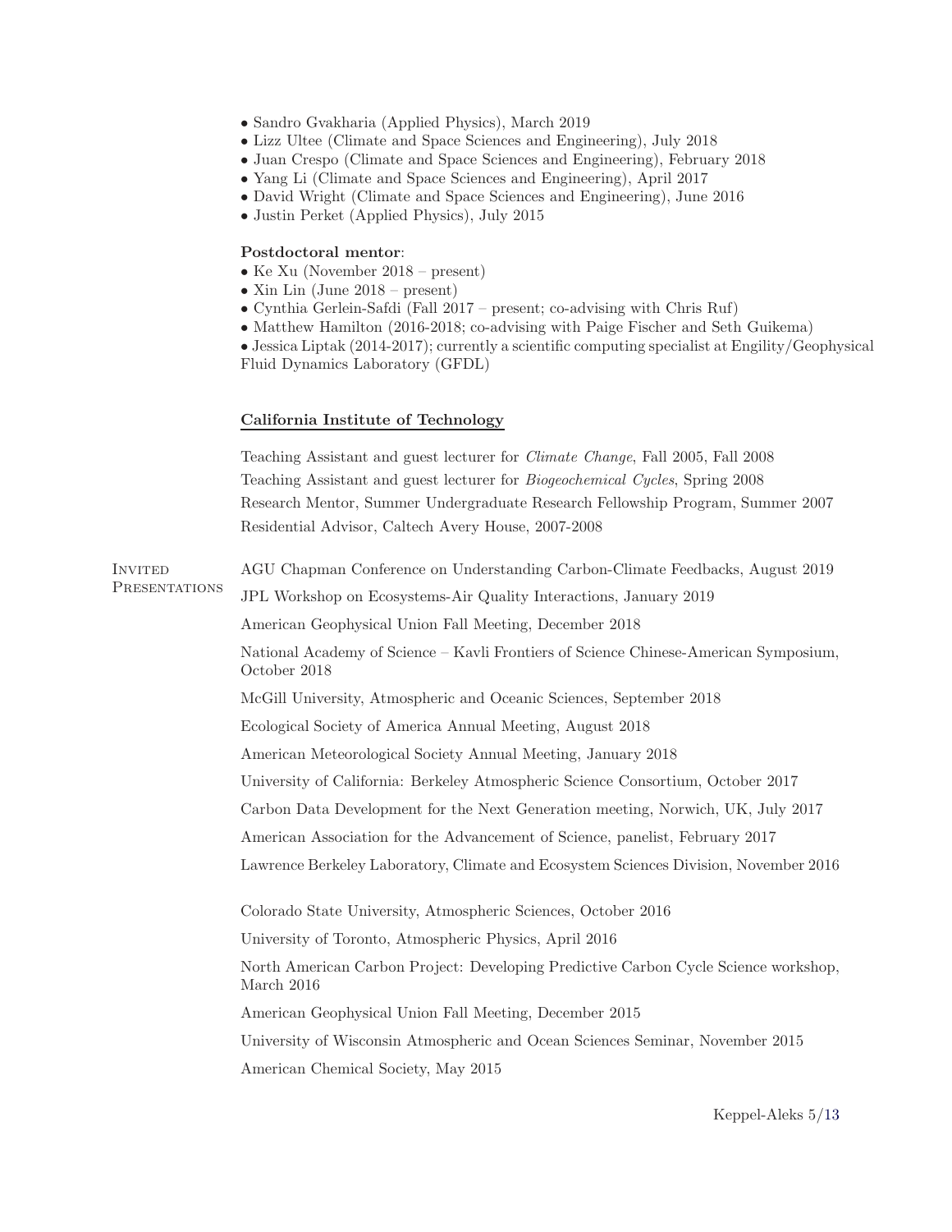- Sandro Gvakharia (Applied Physics), March 2019
- Lizz Ultee (Climate and Space Sciences and Engineering), July 2018
- Juan Crespo (Climate and Space Sciences and Engineering), February 2018
- Yang Li (Climate and Space Sciences and Engineering), April 2017
- David Wright (Climate and Space Sciences and Engineering), June 2016
- Justin Perket (Applied Physics), July 2015

**Postdoctoral mentor**:

- Ke Xu (November 2018 – present)
- Xin Lin (June 2018 – present)
- Cynthia Gerlein-Safdi (Fall 2017 – present; co-advising with Chris Ruf)
- Matthew Hamilton (2016-2018; co-advising with Paige Fischer and Seth Guikema)
- Jessica Liptak (2014-2017); currently a scientific computing specialist at Engility/Geophysical Fluid Dynamics Laboratory (GFDL)

**California Institute of Technology**

Teaching Assistant and guest lecturer for *Climate Change*, Fall 2005, Fall 2008

Teaching Assistant and guest lecturer for *Biogeochemical Cycles*, Spring 2008

Research Mentor, Summer Undergraduate Research Fellowship Program, Summer 2007

Residential Advisor, Caltech Avery House, 2007-2008

## Invited Presentations

AGU Chapman Conference on Understanding Carbon-Climate Feedbacks, August 2019

JPL Workshop on Ecosystems-Air Quality Interactions, January 2019

American Geophysical Union Fall Meeting, December 2018

National Academy of Science – Kavli Frontiers of Science Chinese-American Symposium, October 2018

McGill University, Atmospheric and Oceanic Sciences, September 2018

Ecological Society of America Annual Meeting, August 2018

American Meteorological Society Annual Meeting, January 2018

University of California: Berkeley Atmospheric Science Consortium, October 2017

Carbon Data Development for the Next Generation meeting, Norwich, UK, July 2017

American Association for the Advancement of Science, panelist, February 2017

Lawrence Berkeley Laboratory, Climate and Ecosystem Sciences Division, November 2016

Colorado State University, Atmospheric Sciences, October 2016

University of Toronto, Atmospheric Physics, April 2016

North American Carbon Project: Developing Predictive Carbon Cycle Science workshop, March 2016

American Geophysical Union Fall Meeting, December 2015

University of Wisconsin Atmospheric and Ocean Sciences Seminar, November 2015

American Chemical Society, May 2015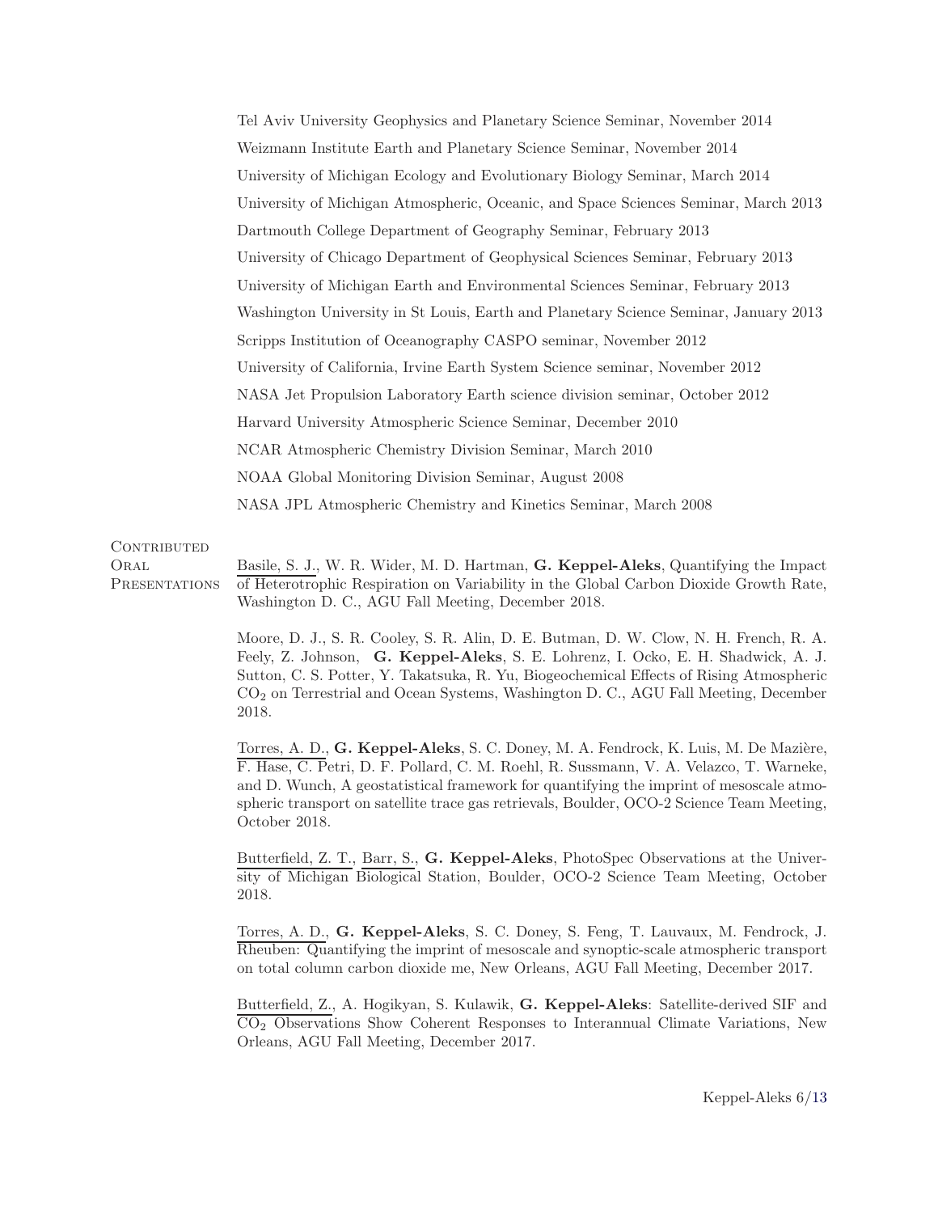Tel Aviv University Geophysics and Planetary Science Seminar, November 2014

Weizmann Institute Earth and Planetary Science Seminar, November 2014

University of Michigan Ecology and Evolutionary Biology Seminar, March 2014

University of Michigan Atmospheric, Oceanic, and Space Sciences Seminar, March 2013

Dartmouth College Department of Geography Seminar, February 2013

University of Chicago Department of Geophysical Sciences Seminar, February 2013

University of Michigan Earth and Environmental Sciences Seminar, February 2013

Washington University in St Louis, Earth and Planetary Science Seminar, January 2013

Scripps Institution of Oceanography CASPO seminar, November 2012

University of California, Irvine Earth System Science seminar, November 2012

NASA Jet Propulsion Laboratory Earth science division seminar, October 2012

Harvard University Atmospheric Science Seminar, December 2010

NCAR Atmospheric Chemistry Division Seminar, March 2010

NOAA Global Monitoring Division Seminar, August 2008

NASA JPL Atmospheric Chemistry and Kinetics Seminar, March 2008

## Contributed Oral Presentations

Basile, S. J., W. R. Wider, M. D. Hartman, **G. Keppel-Aleks**, Quantifying the Impact of Heterotrophic Respiration on Variability in the Global Carbon Dioxide Growth Rate, Washington D. C., AGU Fall Meeting, December 2018.

Moore, D. J., S. R. Cooley, S. R. Alin, D. E. Butman, D. W. Clow, N. H. French, R. A. Feely, Z. Johnson, **G. Keppel-Aleks**, S. E. Lohrenz, I. Ocko, E. H. Shadwick, A. J. Sutton, C. S. Potter, Y. Takatsuka, R. Yu, Biogeochemical Effects of Rising Atmospheric $CO_2$ on Terrestrial and Ocean Systems, Washington D. C., AGU Fall Meeting, December 2018.

Torres, A. D., **G. Keppel-Aleks**, S. C. Doney, M. A. Fendrock, K. Luis, M. De Mazière, F. Hase, C. Petri, D. F. Pollard, C. M. Roehl, R. Sussmann, V. A. Velazco, T. Warneke, and D. Wunch, A geostatistical framework for quantifying the imprint of mesoscale atmospheric transport on satellite trace gas retrievals, Boulder, OCO-2 Science Team Meeting, October 2018.

Butterfield, Z. T., Barr, S., **G. Keppel-Aleks**, PhotoSpec Observations at the University of Michigan Biological Station, Boulder, OCO-2 Science Team Meeting, October 2018.

Torres, A. D., **G. Keppel-Aleks**, S. C. Doney, S. Feng, T. Lauvaux, M. Fendrock, J. Rheuben: Quantifying the imprint of mesoscale and synoptic-scale atmospheric transport on total column carbon dioxide me, New Orleans, AGU Fall Meeting, December 2017.

Butterfield, Z., A. Hogikyan, S. Kulawik, **G. Keppel-Aleks**: Satellite-derived SIF and $CO_2$ Observations Show Coherent Responses to Interannual Climate Variations, New Orleans, AGU Fall Meeting, December 2017.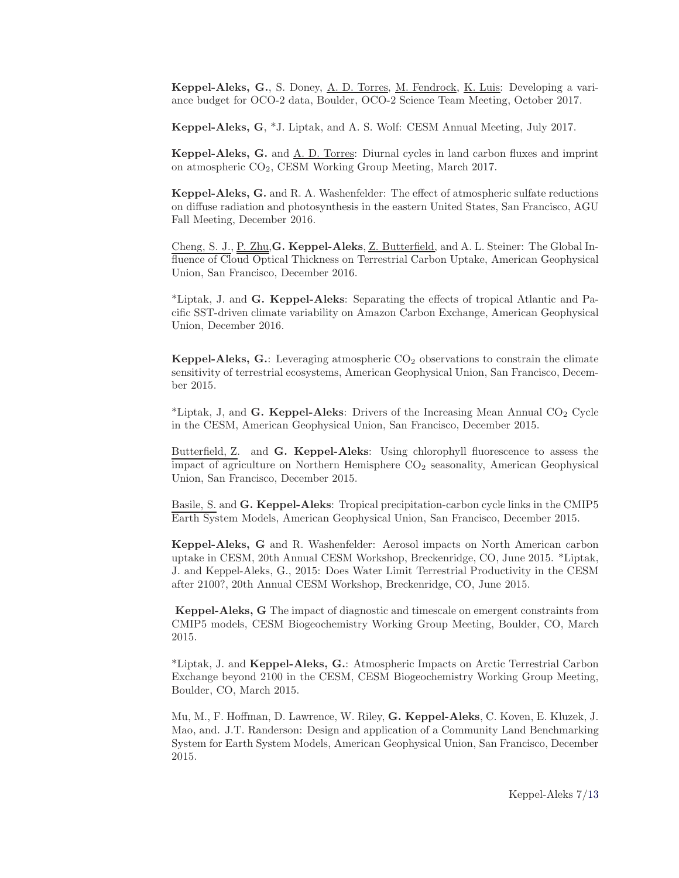**Keppel-Aleks, G.**, S. Doney, A. D. Torres, M. Fendrock, K. Luis: Developing a variance budget for OCO-2 data, Boulder, OCO-2 Science Team Meeting, October 2017.

**Keppel-Aleks, G**, *J. Liptak, and A. S. Wolf: CESM Annual Meeting, July 2017.

**Keppel-Aleks, G.** and A. D. Torres: Diurnal cycles in land carbon fluxes and imprint on atmospheric $CO_2$, CESM Working Group Meeting, March 2017.

**Keppel-Aleks, G.** and R. A. Washenfelder: The effect of atmospheric sulfate reductions on diffuse radiation and photosynthesis in the eastern United States, San Francisco, AGU Fall Meeting, December 2016.

Cheng, S. J., P. Zhu,**G. Keppel-Aleks**, Z. Butterfield, and A. L. Steiner: The Global Influence of Cloud Optical Thickness on Terrestrial Carbon Uptake, American Geophysical Union, San Francisco, December 2016.

*Liptak, J. and **G. Keppel-Aleks**: Separating the effects of tropical Atlantic and Pacific SST-driven climate variability on Amazon Carbon Exchange, American Geophysical Union, December 2016.

**Keppel-Aleks, G.**: Leveraging atmospheric $CO_2$ observations to constrain the climate sensitivity of terrestrial ecosystems, American Geophysical Union, San Francisco, December 2015.

*Liptak, J, and **G. Keppel-Aleks**: Drivers of the Increasing Mean Annual $CO_2$ Cycle in the CESM, American Geophysical Union, San Francisco, December 2015.

Butterfield, Z. and **G. Keppel-Aleks**: Using chlorophyll fluorescence to assess the impact of agriculture on Northern Hemisphere $CO_2$ seasonality, American Geophysical Union, San Francisco, December 2015.

Basile, S. and **G. Keppel-Aleks**: Tropical precipitation-carbon cycle links in the CMIP5 Earth System Models, American Geophysical Union, San Francisco, December 2015.

**Keppel-Aleks, G** and R. Washenfelder: Aerosol impacts on North American carbon uptake in CESM, 20th Annual CESM Workshop, Breckenridge, CO, June 2015. *Liptak, J. and Keppel-Aleks, G., 2015: Does Water Limit Terrestrial Productivity in the CESM after 2100?, 20th Annual CESM Workshop, Breckenridge, CO, June 2015.

**Keppel-Aleks, G** The impact of diagnostic and timescale on emergent constraints from CMIP5 models, CESM Biogeochemistry Working Group Meeting, Boulder, CO, March 2015.

*Liptak, J. and **Keppel-Aleks, G.**: Atmospheric Impacts on Arctic Terrestrial Carbon Exchange beyond 2100 in the CESM, CESM Biogeochemistry Working Group Meeting, Boulder, CO, March 2015.

Mu, M., F. Hoffman, D. Lawrence, W. Riley, **G. Keppel-Aleks**, C. Koven, E. Kluzek, J. Mao, and. J.T. Randerson: Design and application of a Community Land Benchmarking System for Earth System Models, American Geophysical Union, San Francisco, December 2015.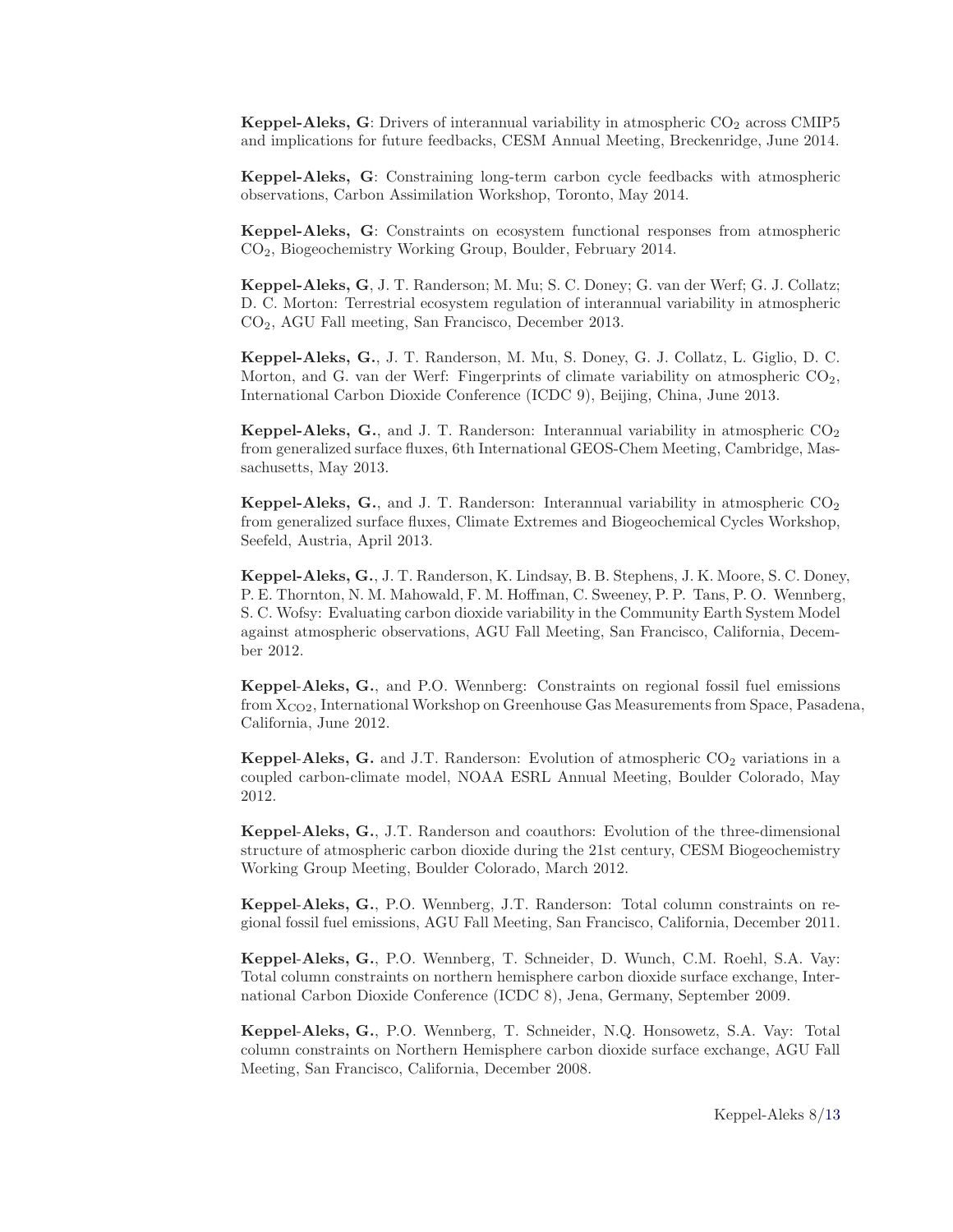**Keppel-Aleks, G**: Drivers of interannual variability in atmospheric $CO_2$ across CMIP5 and implications for future feedbacks, CESM Annual Meeting, Breckenridge, June 2014.

**Keppel-Aleks, G**: Constraining long-term carbon cycle feedbacks with atmospheric observations, Carbon Assimilation Workshop, Toronto, May 2014.

**Keppel-Aleks, G**: Constraints on ecosystem functional responses from atmospheric $CO_2$, Biogeochemistry Working Group, Boulder, February 2014.

**Keppel-Aleks, G**, J. T. Randerson; M. Mu; S. C. Doney; G. van der Werf; G. J. Collatz; D. C. Morton: Terrestrial ecosystem regulation of interannual variability in atmospheric $CO_2$, AGU Fall meeting, San Francisco, December 2013.

**Keppel-Aleks, G.**, J. T. Randerson, M. Mu, S. Doney, G. J. Collatz, L. Giglio, D. C. Morton, and G. van der Werf: Fingerprints of climate variability on atmospheric $CO_2$, International Carbon Dioxide Conference (ICDC 9), Beijing, China, June 2013.

**Keppel-Aleks, G.**, and J. T. Randerson: Interannual variability in atmospheric $CO_2$ from generalized surface fluxes, 6th International GEOS-Chem Meeting, Cambridge, Massachusetts, May 2013.

**Keppel-Aleks, G.**, and J. T. Randerson: Interannual variability in atmospheric $CO_2$ from generalized surface fluxes, Climate Extremes and Biogeochemical Cycles Workshop, Seefeld, Austria, April 2013.

**Keppel-Aleks, G.**, J. T. Randerson, K. Lindsay, B. B. Stephens, J. K. Moore, S. C. Doney, P. E. Thornton, N. M. Mahowald, F. M. Hoffman, C. Sweeney, P. P. Tans, P. O. Wennberg, S. C. Wofsy: Evaluating carbon dioxide variability in the Community Earth System Model against atmospheric observations, AGU Fall Meeting, San Francisco, California, December 2012.

**Keppel-Aleks, G.**, and P.O. Wennberg: Constraints on regional fossil fuel emissions from $X_{CO2}$, International Workshop on Greenhouse Gas Measurements from Space, Pasadena, California, June 2012.

**Keppel-Aleks, G.** and J.T. Randerson: Evolution of atmospheric $CO_2$ variations in a coupled carbon-climate model, NOAA ESRL Annual Meeting, Boulder Colorado, May 2012.

**Keppel-Aleks, G.**, J.T. Randerson and coauthors: Evolution of the three-dimensional structure of atmospheric carbon dioxide during the 21st century, CESM Biogeochemistry Working Group Meeting, Boulder Colorado, March 2012.

**Keppel-Aleks, G.**, P.O. Wennberg, J.T. Randerson: Total column constraints on regional fossil fuel emissions, AGU Fall Meeting, San Francisco, California, December 2011.

**Keppel-Aleks, G.**, P.O. Wennberg, T. Schneider, D. Wunch, C.M. Roehl, S.A. Vay: Total column constraints on northern hemisphere carbon dioxide surface exchange, International Carbon Dioxide Conference (ICDC 8), Jena, Germany, September 2009.

**Keppel-Aleks, G.**, P.O. Wennberg, T. Schneider, N.Q. Honsowetz, S.A. Vay: Total column constraints on Northern Hemisphere carbon dioxide surface exchange, AGU Fall Meeting, San Francisco, California, December 2008.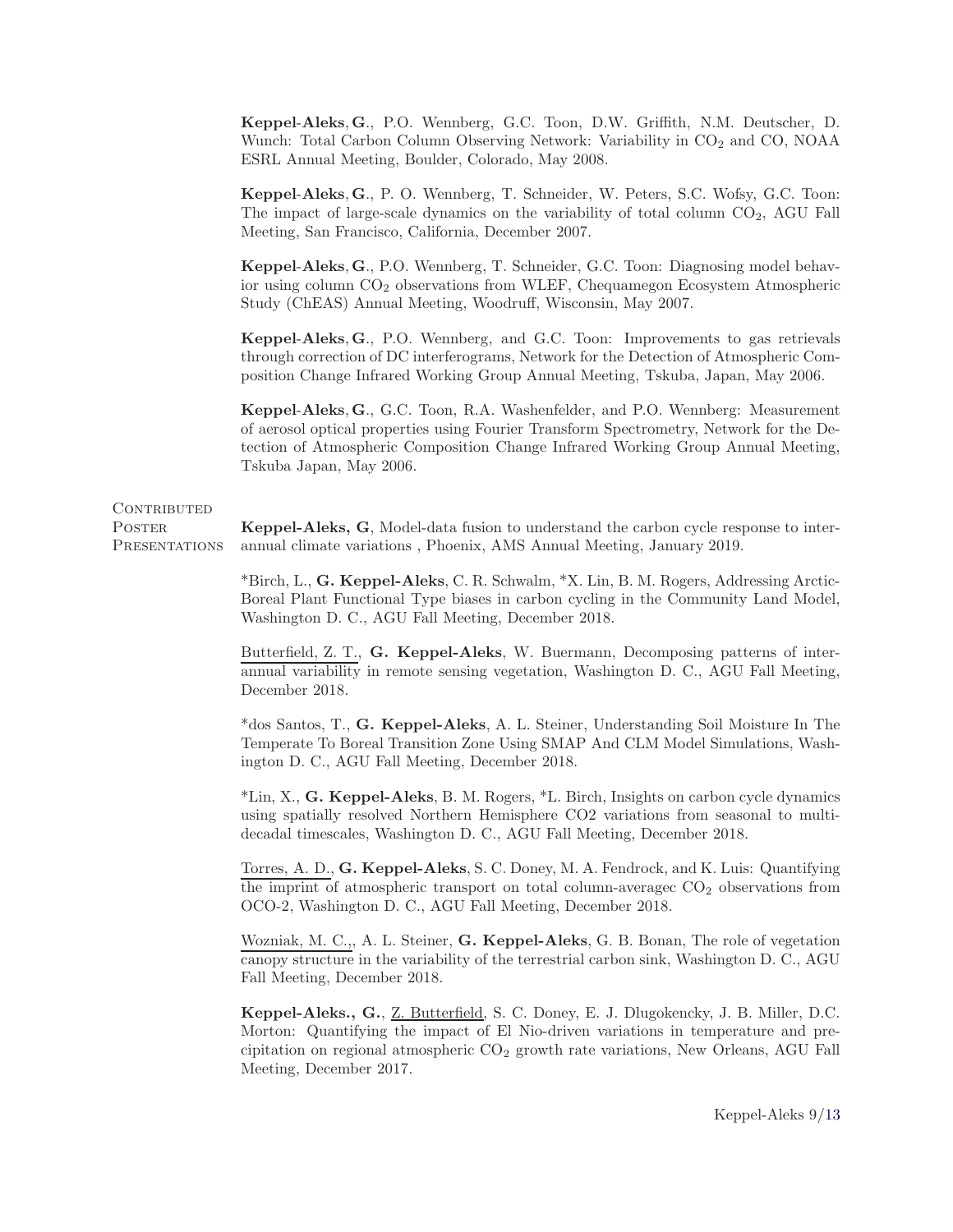**Keppel-Aleks, G.**, P.O. Wennberg, G.C. Toon, D.W. Griffith, N.M. Deutscher, D. Wunch: Total Carbon Column Observing Network: Variability in $CO_2$ and CO, NOAA ESRL Annual Meeting, Boulder, Colorado, May 2008.

**Keppel-Aleks, G.**, P. O. Wennberg, T. Schneider, W. Peters, S.C. Wofsy, G.C. Toon: The impact of large-scale dynamics on the variability of total column $CO_2$, AGU Fall Meeting, San Francisco, California, December 2007.

**Keppel-Aleks, G.**, P.O. Wennberg, T. Schneider, G.C. Toon: Diagnosing model behavior using column $CO_2$ observations from WLEF, Chequamegon Ecosystem Atmospheric Study (ChEAS) Annual Meeting, Woodruff, Wisconsin, May 2007.

**Keppel-Aleks, G.**, P.O. Wennberg, and G.C. Toon: Improvements to gas retrievals through correction of DC interferograms, Network for the Detection of Atmospheric Composition Change Infrared Working Group Annual Meeting, Tskuba, Japan, May 2006.

**Keppel-Aleks, G.**, G.C. Toon, R.A. Washenfelder, and P.O. Wennberg: Measurement of aerosol optical properties using Fourier Transform Spectrometry, Network for the Detection of Atmospheric Composition Change Infrared Working Group Annual Meeting, Tskuba Japan, May 2006.

## Contributed Poster Presentations

**Keppel-Aleks, G**, Model-data fusion to understand the carbon cycle response to interannual climate variations , Phoenix, AMS Annual Meeting, January 2019.

*Birch, L., **G. Keppel-Aleks**, C. R. Schwalm, *X. Lin, B. M. Rogers, Addressing Arctic-Boreal Plant Functional Type biases in carbon cycling in the Community Land Model, Washington D. C., AGU Fall Meeting, December 2018.

<u>Butterfield, Z. T.</u>, **G. Keppel-Aleks**, W. Buermann, Decomposing patterns of interannual variability in remote sensing vegetation, Washington D. C., AGU Fall Meeting, December 2018.

*dos Santos, T., **G. Keppel-Aleks**, A. L. Steiner, Understanding Soil Moisture In The Temperate To Boreal Transition Zone Using SMAP And CLM Model Simulations, Washington D. C., AGU Fall Meeting, December 2018.

*Lin, X., **G. Keppel-Aleks**, B. M. Rogers, *L. Birch, Insights on carbon cycle dynamics using spatially resolved Northern Hemisphere CO2 variations from seasonal to multidecadal timescales, Washington D. C., AGU Fall Meeting, December 2018.

<u>Torres, A. D.</u>, **G. Keppel-Aleks**, S. C. Doney, M. A. Fendrock, and K. Luis: Quantifying the imprint of atmospheric transport on total column-averagec $CO_2$ observations from OCO-2, Washington D. C., AGU Fall Meeting, December 2018.

<u>Wozniak, M. C.,</u>, A. L. Steiner, **G. Keppel-Aleks**, G. B. Bonan, The role of vegetation canopy structure in the variability of the terrestrial carbon sink, Washington D. C., AGU Fall Meeting, December 2018.

**Keppel-Aleks., G.**, <u>Z. Butterfield</u>, S. C. Doney, E. J. Dlugokencky, J. B. Miller, D.C. Morton: Quantifying the impact of El Nio-driven variations in temperature and precipitation on regional atmospheric $CO_2$ growth rate variations, New Orleans, AGU Fall Meeting, December 2017.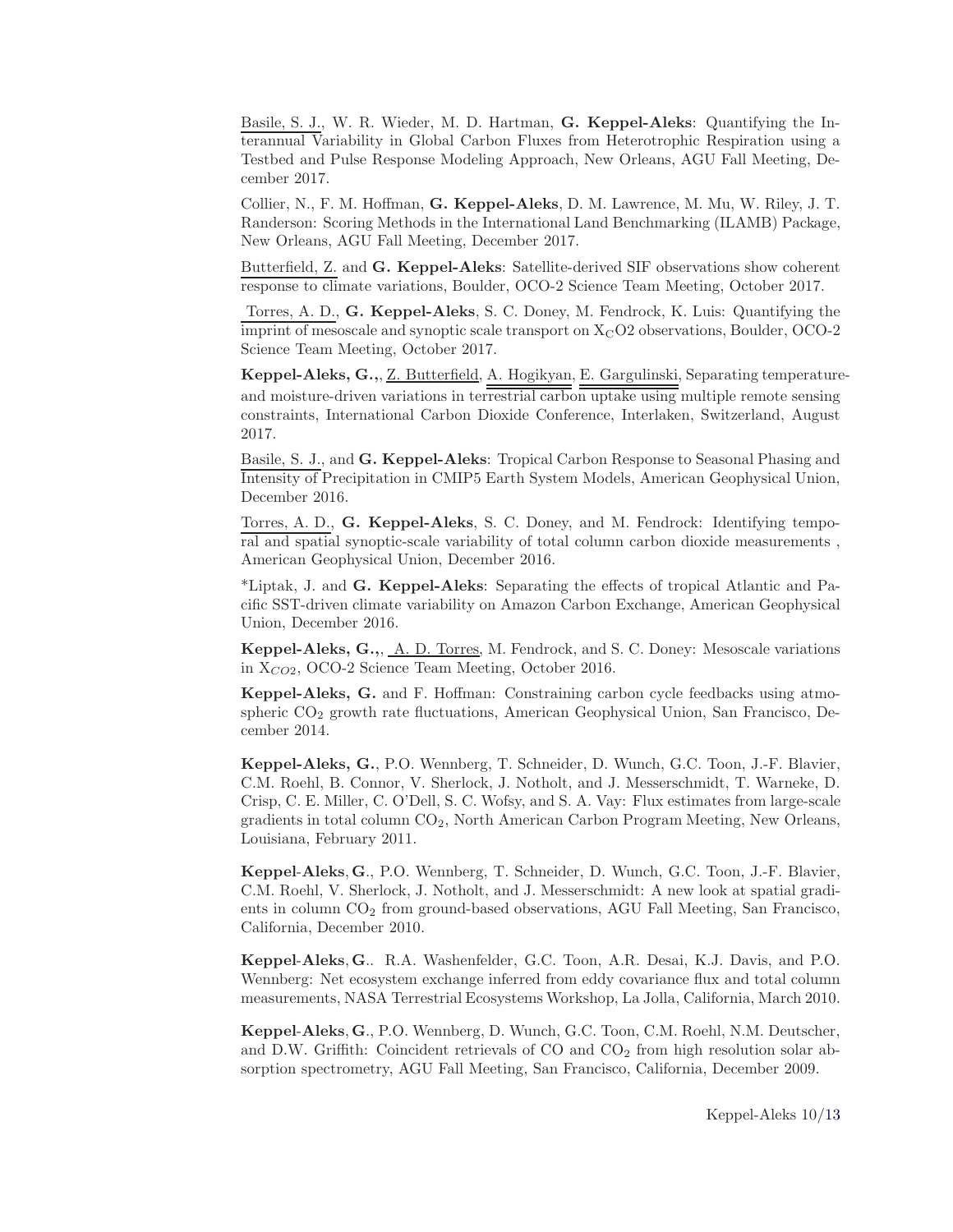Basile, S. J., W. R. Wieder, M. D. Hartman, **G. Keppel-Aleks**: Quantifying the Interannual Variability in Global Carbon Fluxes from Heterotrophic Respiration using a Testbed and Pulse Response Modeling Approach, New Orleans, AGU Fall Meeting, December 2017.

Collier, N., F. M. Hoffman, **G. Keppel-Aleks**, D. M. Lawrence, M. Mu, W. Riley, J. T. Randerson: Scoring Methods in the International Land Benchmarking (ILAMB) Package, New Orleans, AGU Fall Meeting, December 2017.

Butterfield, Z. and **G. Keppel-Aleks**: Satellite-derived SIF observations show coherent response to climate variations, Boulder, OCO-2 Science Team Meeting, October 2017.

Torres, A. D., **G. Keppel-Aleks**, S. C. Doney, M. Fendrock, K. Luis: Quantifying the imprint of mesoscale and synoptic scale transport on $X_CO2$ observations, Boulder, OCO-2 Science Team Meeting, October 2017.

**Keppel-Aleks, G.,**, Z. Butterfield, A. Hogikyan, E. Gargulinski, Separating temperature- and moisture-driven variations in terrestrial carbon uptake using multiple remote sensing constraints, International Carbon Dioxide Conference, Interlaken, Switzerland, August 2017.

Basile, S. J., and **G. Keppel-Aleks**: Tropical Carbon Response to Seasonal Phasing and Intensity of Precipitation in CMIP5 Earth System Models, American Geophysical Union, December 2016.

Torres, A. D., **G. Keppel-Aleks**, S. C. Doney, and M. Fendrock: Identifying temporal and spatial synoptic-scale variability of total column carbon dioxide measurements , American Geophysical Union, December 2016.

*Liptak, J. and **G. Keppel-Aleks**: Separating the effects of tropical Atlantic and Pacific SST-driven climate variability on Amazon Carbon Exchange, American Geophysical Union, December 2016.

**Keppel-Aleks, G.,**, A. D. Torres, M. Fendrock, and S. C. Doney: Mesoscale variations in $X_{CO2}$, OCO-2 Science Team Meeting, October 2016.

**Keppel-Aleks, G.** and F. Hoffman: Constraining carbon cycle feedbacks using atmospheric $CO_2$ growth rate fluctuations, American Geophysical Union, San Francisco, December 2014.

**Keppel-Aleks, G.**, P.O. Wennberg, T. Schneider, D. Wunch, G.C. Toon, J.-F. Blavier, C.M. Roehl, B. Connor, V. Sherlock, J. Notholt, and J. Messerschmidt, T. Warneke, D. Crisp, C. E. Miller, C. O'Dell, S. C. Wofsy, and S. A. Vay: Flux estimates from large-scale gradients in total column $CO_2$, North American Carbon Program Meeting, New Orleans, Louisiana, February 2011.

**Keppel-Aleks, G.**, P.O. Wennberg, T. Schneider, D. Wunch, G.C. Toon, J.-F. Blavier, C.M. Roehl, V. Sherlock, J. Notholt, and J. Messerschmidt: A new look at spatial gradients in column $CO_2$ from ground-based observations, AGU Fall Meeting, San Francisco, California, December 2010.

**Keppel-Aleks, G.**. R.A. Washenfelder, G.C. Toon, A.R. Desai, K.J. Davis, and P.O. Wennberg: Net ecosystem exchange inferred from eddy covariance flux and total column measurements, NASA Terrestrial Ecosystems Workshop, La Jolla, California, March 2010.

**Keppel-Aleks, G.**, P.O. Wennberg, D. Wunch, G.C. Toon, C.M. Roehl, N.M. Deutscher, and D.W. Griffith: Coincident retrievals of CO and $CO_2$ from high resolution solar absorption spectrometry, AGU Fall Meeting, San Francisco, California, December 2009.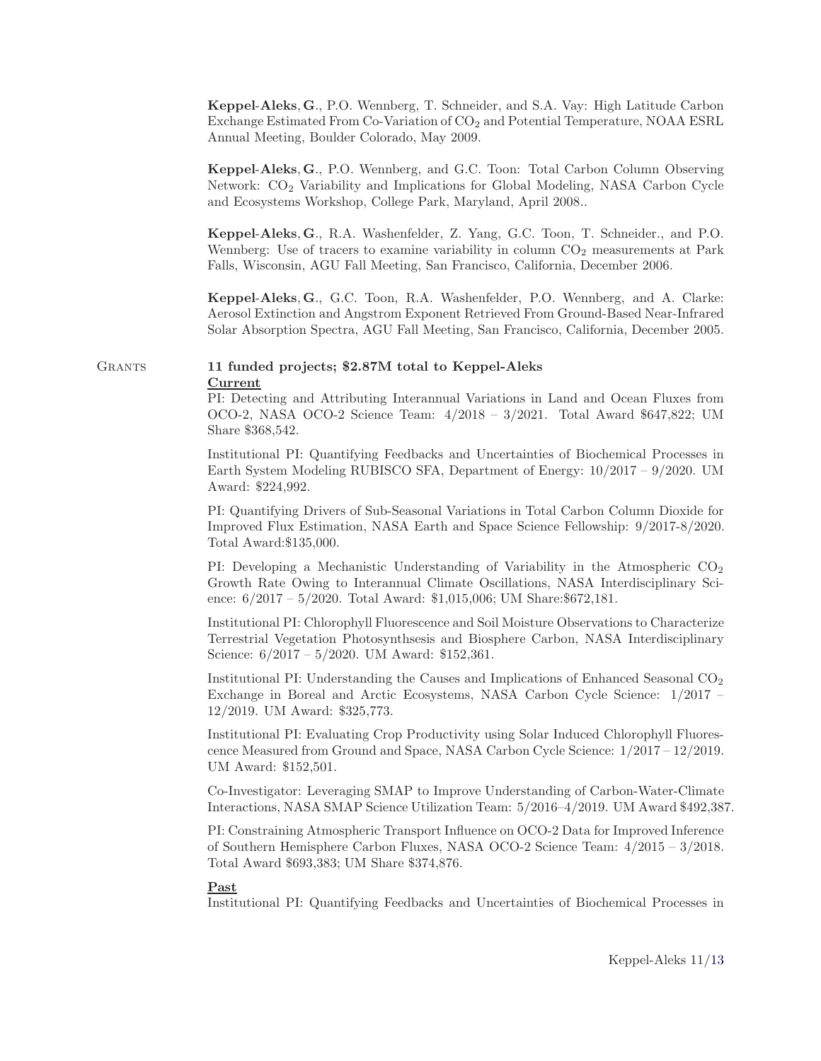**Keppel-Aleks, G.**, P.O. Wennberg, T. Schneider, and S.A. Vay: High Latitude Carbon Exchange Estimated From Co-Variation of $CO_2$ and Potential Temperature, NOAA ESRL Annual Meeting, Boulder Colorado, May 2009.

**Keppel-Aleks, G.**, P.O. Wennberg, and G.C. Toon: Total Carbon Column Observing Network: $CO_2$ Variability and Implications for Global Modeling, NASA Carbon Cycle and Ecosystems Workshop, College Park, Maryland, April 2008..

**Keppel-Aleks, G.**, R.A. Washenfelder, Z. Yang, G.C. Toon, T. Schneider., and P.O. Wennberg: Use of tracers to examine variability in column $CO_2$ measurements at Park Falls, Wisconsin, AGU Fall Meeting, San Francisco, California, December 2006.

**Keppel-Aleks, G.**, G.C. Toon, R.A. Washenfelder, P.O. Wennberg, and A. Clarke: Aerosol Extinction and Angstrom Exponent Retrieved From Ground-Based Near-Infrared Solar Absorption Spectra, AGU Fall Meeting, San Francisco, California, December 2005.

## Grants

**11 funded projects; \$2.87M total to Keppel-Aleks**

**Current**

PI: Detecting and Attributing Interannual Variations in Land and Ocean Fluxes from OCO-2, NASA OCO-2 Science Team: 4/2018 – 3/2021. Total Award \$647,822; UM Share \$368,542.

Institutional PI: Quantifying Feedbacks and Uncertainties of Biochemical Processes in Earth System Modeling RUBISCO SFA, Department of Energy: 10/2017 – 9/2020. UM Award: \$224,992.

PI: Quantifying Drivers of Sub-Seasonal Variations in Total Carbon Column Dioxide for Improved Flux Estimation, NASA Earth and Space Science Fellowship: 9/2017-8/2020. Total Award:\$135,000.

PI: Developing a Mechanistic Understanding of Variability in the Atmospheric $CO_2$ Growth Rate Owing to Interannual Climate Oscillations, NASA Interdisciplinary Science: 6/2017 – 5/2020. Total Award: \$1,015,006; UM Share:\$672,181.

Institutional PI: Chlorophyll Fluorescence and Soil Moisture Observations to Characterize Terrestrial Vegetation Photosynthsesis and Biosphere Carbon, NASA Interdisciplinary Science: 6/2017 – 5/2020. UM Award: \$152,361.

Institutional PI: Understanding the Causes and Implications of Enhanced Seasonal $CO_2$ Exchange in Boreal and Arctic Ecosystems, NASA Carbon Cycle Science: 1/2017 – 12/2019. UM Award: \$325,773.

Institutional PI: Evaluating Crop Productivity using Solar Induced Chlorophyll Fluorescence Measured from Ground and Space, NASA Carbon Cycle Science: 1/2017 – 12/2019. UM Award: \$152,501.

Co-Investigator: Leveraging SMAP to Improve Understanding of Carbon-Water-Climate Interactions, NASA SMAP Science Utilization Team: 5/2016–4/2019. UM Award \$492,387.

PI: Constraining Atmospheric Transport Influence on OCO-2 Data for Improved Inference of Southern Hemisphere Carbon Fluxes, NASA OCO-2 Science Team: 4/2015 – 3/2018. Total Award \$693,383; UM Share \$374,876.

**Past**

Institutional PI: Quantifying Feedbacks and Uncertainties of Biochemical Processes in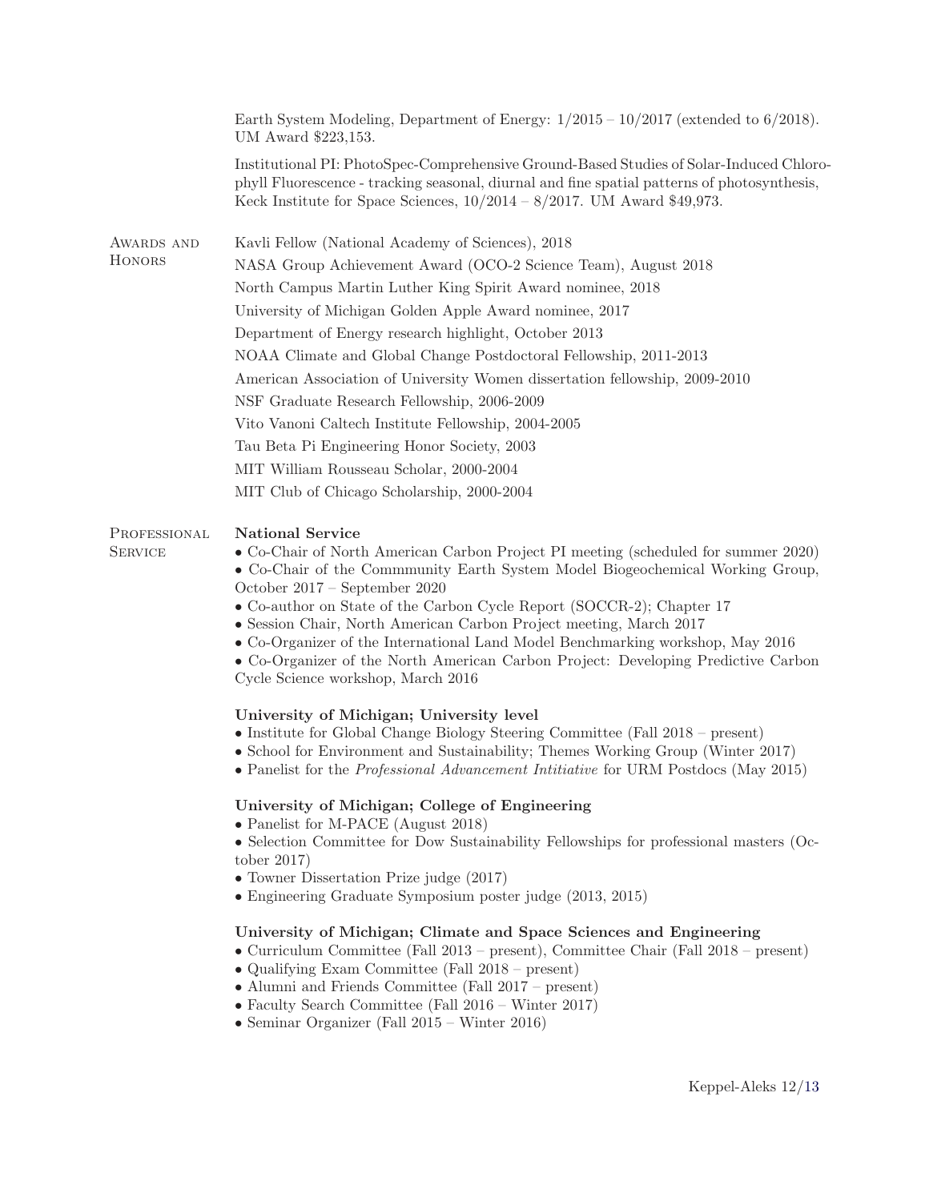Earth System Modeling, Department of Energy: 1/2015 – 10/2017 (extended to 6/2018). UM Award $223,153.

Institutional PI: PhotoSpec-Comprehensive Ground-Based Studies of Solar-Induced Chlorophyll Fluorescence - tracking seasonal, diurnal and fine spatial patterns of photosynthesis, Keck Institute for Space Sciences, 10/2014 – 8/2017. UM Award $49,973.

## Awards and Honors

Kavli Fellow (National Academy of Sciences), 2018

NASA Group Achievement Award (OCO-2 Science Team), August 2018

North Campus Martin Luther King Spirit Award nominee, 2018

University of Michigan Golden Apple Award nominee, 2017

Department of Energy research highlight, October 2013

NOAA Climate and Global Change Postdoctoral Fellowship, 2011-2013

American Association of University Women dissertation fellowship, 2009-2010

NSF Graduate Research Fellowship, 2006-2009

Vito Vanoni Caltech Institute Fellowship, 2004-2005

Tau Beta Pi Engineering Honor Society, 2003

MIT William Rousseau Scholar, 2000-2004

MIT Club of Chicago Scholarship, 2000-2004

## Professional Service

**National Service**

- Co-Chair of North American Carbon Project PI meeting (scheduled for summer 2020)
- Co-Chair of the Commmunity Earth System Model Biogeochemical Working Group, October 2017 – September 2020
- Co-author on State of the Carbon Cycle Report (SOCCR-2); Chapter 17
- Session Chair, North American Carbon Project meeting, March 2017
- Co-Organizer of the International Land Model Benchmarking workshop, May 2016
- Co-Organizer of the North American Carbon Project: Developing Predictive Carbon Cycle Science workshop, March 2016

**University of Michigan; University level**

- Institute for Global Change Biology Steering Committee (Fall 2018 – present)
- School for Environment and Sustainability; Themes Working Group (Winter 2017)
- Panelist for the *Professional Advancement Intitiative* for URM Postdocs (May 2015)

**University of Michigan; College of Engineering**

- Panelist for M-PACE (August 2018)
- Selection Committee for Dow Sustainability Fellowships for professional masters (October 2017)
- Towner Dissertation Prize judge (2017)
- Engineering Graduate Symposium poster judge (2013, 2015)

**University of Michigan; Climate and Space Sciences and Engineering**

- Curriculum Committee (Fall 2013 – present), Committee Chair (Fall 2018 – present)
- Qualifying Exam Committee (Fall 2018 – present)
- Alumni and Friends Committee (Fall 2017 – present)
- Faculty Search Committee (Fall 2016 – Winter 2017)
- Seminar Organizer (Fall 2015 – Winter 2016)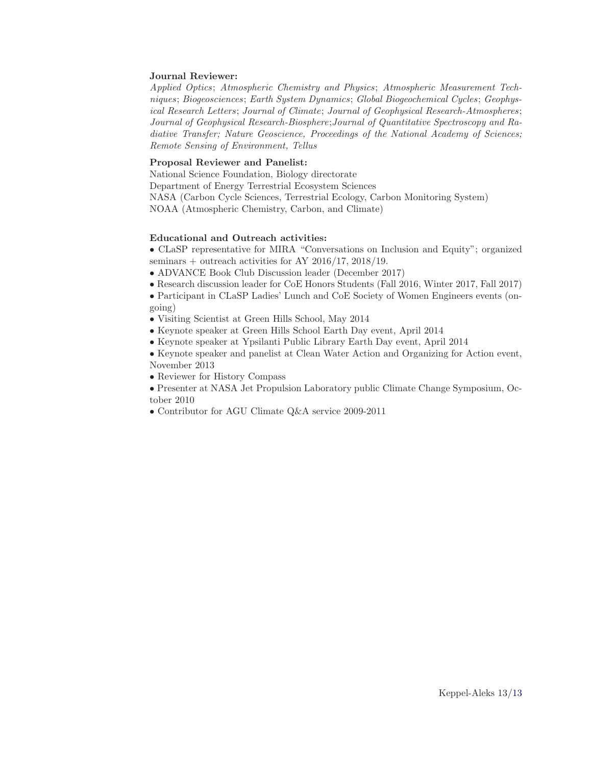**Journal Reviewer:**

*Applied Optics*; *Atmospheric Chemistry and Physics*; *Atmospheric Measurement Techniques*; *Biogeosciences*; *Earth System Dynamics*; *Global Biogeochemical Cycles*; *Geophysical Research Letters*; *Journal of Climate*; *Journal of Geophysical Research-Atmospheres*; *Journal of Geophysical Research-Biosphere*;*Journal of Quantitative Spectroscopy and Radiative Transfer; Nature Geoscience, Proceedings of the National Academy of Sciences; Remote Sensing of Environment, Tellus*

**Proposal Reviewer and Panelist:**

National Science Foundation, Biology directorate
Department of Energy Terrestrial Ecosystem Sciences
NASA (Carbon Cycle Sciences, Terrestrial Ecology, Carbon Monitoring System)
NOAA (Atmospheric Chemistry, Carbon, and Climate)

**Educational and Outreach activities:**

- CLaSP representative for MIRA "Conversations on Inclusion and Equity"; organized seminars + outreach activities for AY 2016/17, 2018/19.
- ADVANCE Book Club Discussion leader (December 2017)
- Research discussion leader for CoE Honors Students (Fall 2016, Winter 2017, Fall 2017)
- Participant in CLaSP Ladies' Lunch and CoE Society of Women Engineers events (ongoing)
- Visiting Scientist at Green Hills School, May 2014
- Keynote speaker at Green Hills School Earth Day event, April 2014
- Keynote speaker at Ypsilanti Public Library Earth Day event, April 2014
- Keynote speaker and panelist at Clean Water Action and Organizing for Action event, November 2013
- Reviewer for History Compass
- Presenter at NASA Jet Propulsion Laboratory public Climate Change Symposium, October 2010
- Contributor for AGU Climate Q&A service 2009-2011